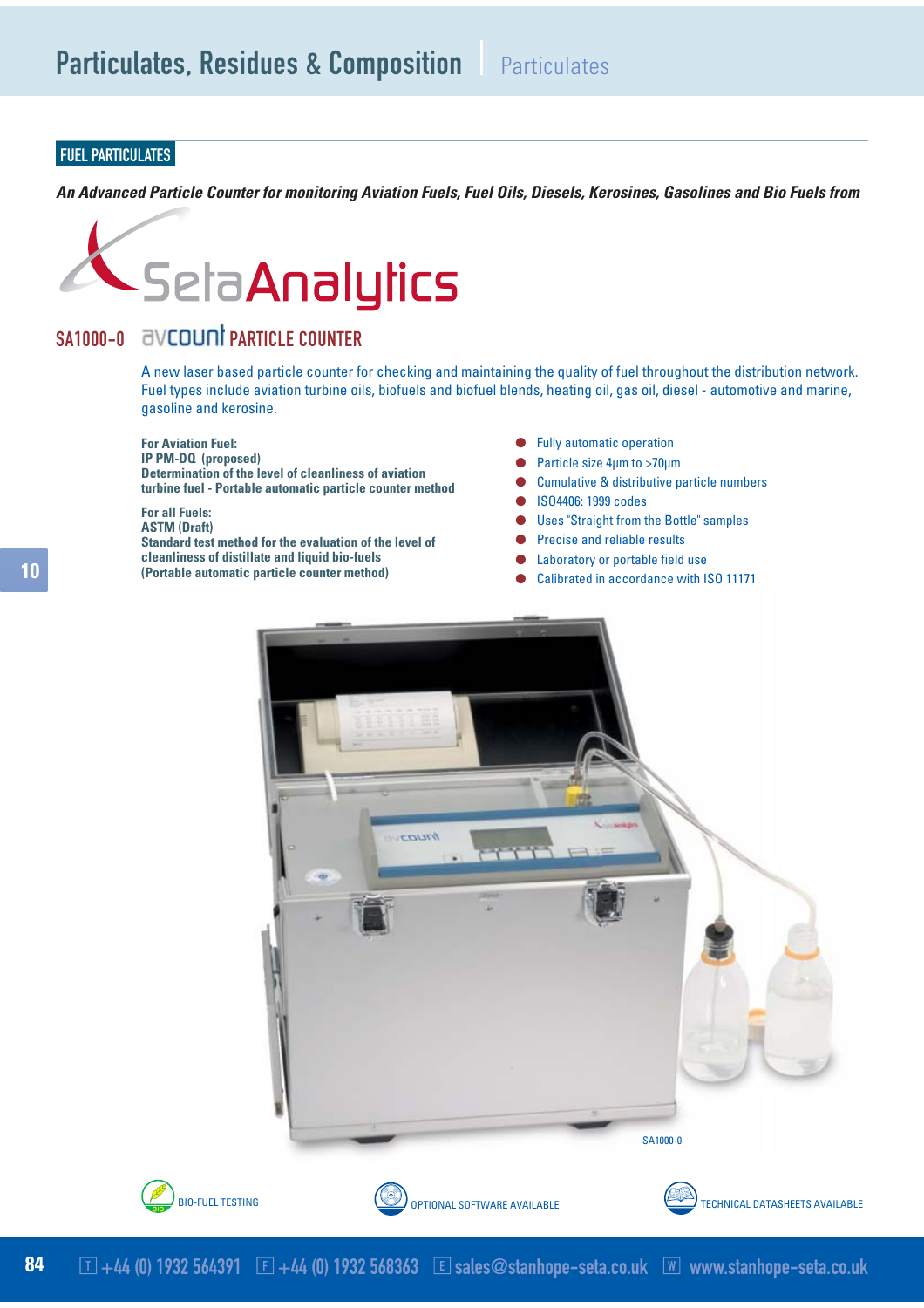# Particulates, Residues & Composition | Particulates

## FUEL PARTICULATES

***An Advanced Particle Counter for monitoring Aviation Fuels, Fuel Oils, Diesels, Kerosines, Gasolines and Bio Fuels from***

SetaAnalytics

## SA1000-0 avcount PARTICLE COUNTER

A new laser based particle counter for checking and maintaining the quality of fuel throughout the distribution network. Fuel types include aviation turbine oils, biofuels and biofuel blends, heating oil, gas oil, diesel - automotive and marine, gasoline and kerosine.

**For Aviation Fuel:**
**IP PM-DQ (proposed)**
**Determination of the level of cleanliness of aviation turbine fuel - Portable automatic particle counter method**

**For all Fuels:**
**ASTM (Draft)**
**Standard test method for the evaluation of the level of cleanliness of distillate and liquid bio-fuels (Portable automatic particle counter method)**

- Fully automatic operation
- Particle size 4µm to >70µm
- Cumulative & distributive particle numbers
- ISO4406: 1999 codes
- Uses "Straight from the Bottle" samples
- Precise and reliable results
- Laboratory or portable field use
- Calibrated in accordance with ISO 11171

SA1000-0

BIO-FUEL TESTING

OPTIONAL SOFTWARE AVAILABLE

TECHNICAL DATASHEETS AVAILABLE

T +44 (0) 1932 564391 F +44 (0) 1932 568363 E sales@stanhope-seta.co.uk W www.stanhope-seta.co.uk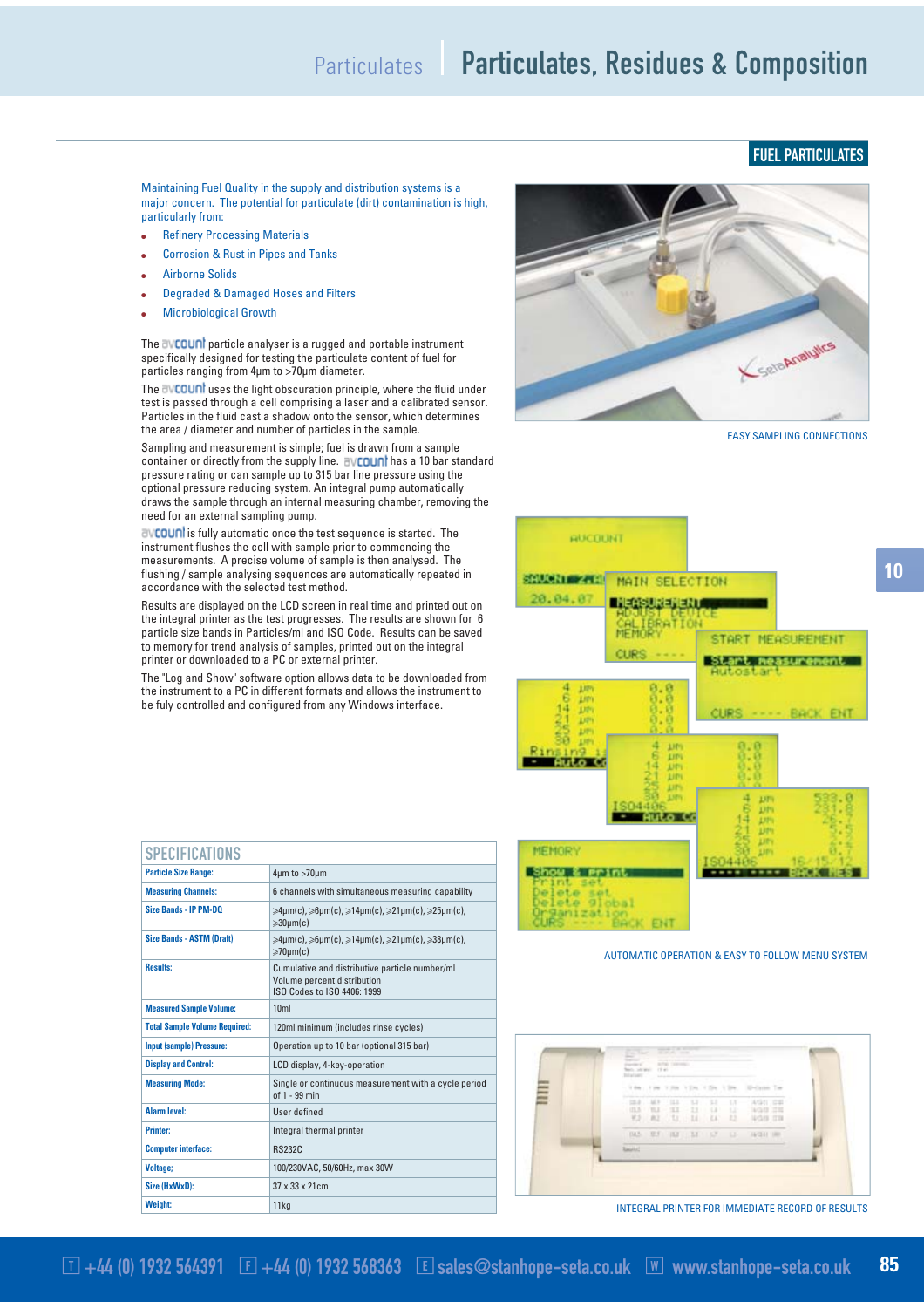# Particulates, Residues & Composition

## FUEL PARTICULATES

Maintaining Fuel Quality in the supply and distribution systems is a major concern. The potential for particulate (dirt) contamination is high, particularly from:

- Refinery Processing Materials
- Corrosion & Rust in Pipes and Tanks
- Airborne Solids
- Degraded & Damaged Hoses and Filters
- Microbiological Growth

The avcount particle analyser is a rugged and portable instrument specifically designed for testing the particulate content of fuel for particles ranging from 4μm to >70μm diameter.

The avcount uses the light obscuration principle, where the fluid under test is passed through a cell comprising a laser and a calibrated sensor. Particles in the fluid cast a shadow onto the sensor, which determines the area / diameter and number of particles in the sample.

Sampling and measurement is simple; fuel is drawn from a sample container or directly from the supply line. avcount has a 10 bar standard pressure rating or can sample up to 315 bar line pressure using the optional pressure reducing system. An integral pump automatically draws the sample through an internal measuring chamber, removing the need for an external sampling pump.

avcount is fully automatic once the test sequence is started. The instrument flushes the cell with sample prior to commencing the measurements. A precise volume of sample is then analysed. The flushing / sample analysing sequences are automatically repeated in accordance with the selected test method.

Results are displayed on the LCD screen in real time and printed out on the integral printer as the test progresses. The results are shown for 6 particle size bands in Particles/ml and ISO Code. Results can be saved to memory for trend analysis of samples, printed out on the integral printer or downloaded to a PC or external printer.

The "Log and Show" software option allows data to be downloaded from the instrument to a PC in different formats and allows the instrument to be fuly controlled and configured from any Windows interface.

EASY SAMPLING CONNECTIONS

AUTOMATIC OPERATION & EASY TO FOLLOW MENU SYSTEM

INTEGRAL PRINTER FOR IMMEDIATE RECORD OF RESULTS

### SPECIFICATIONS

| | |
|---|---|
| **Particle Size Range:** | 4μm to >70μm |
| **Measuring Channels:** | 6 channels with simultaneous measuring capability |
| **Size Bands - IP PM-DQ** | ≥4μm(c), ≥6μm(c), ≥14μm(c), ≥21μm(c), ≥25μm(c), ≥30μm(c) |
| **Size Bands - ASTM (Draft)** | ≥4μm(c), ≥6μm(c), ≥14μm(c), ≥21μm(c), ≥38μm(c), ≥70μm(c) |
| **Results:** | Cumulative and distributive particle number/ml<br>Volume percent distribution<br>ISO Codes to ISO 4406: 1999 |
| **Measured Sample Volume:** | 10ml |
| **Total Sample Volume Required:** | 120ml minimum (includes rinse cycles) |
| **Input (sample) Pressure:** | Operation up to 10 bar (optional 315 bar) |
| **Display and Control:** | LCD display, 4-key-operation |
| **Measuring Mode:** | Single or continuous measurement with a cycle period of 1 - 99 min |
| **Alarm level:** | User defined |
| **Printer:** | Integral thermal printer |
| **Computer interface:** | RS232C |
| **Voltage:** | 100/230VAC, 50/60Hz, max 30W |
| **Size (HxWxD):** | 37 x 33 x 21cm |
| **Weight:** | 11kg |

T +44 (0) 1932 564391 F +44 (0) 1932 568363 E sales@stanhope-seta.co.uk W www.stanhope-seta.co.uk